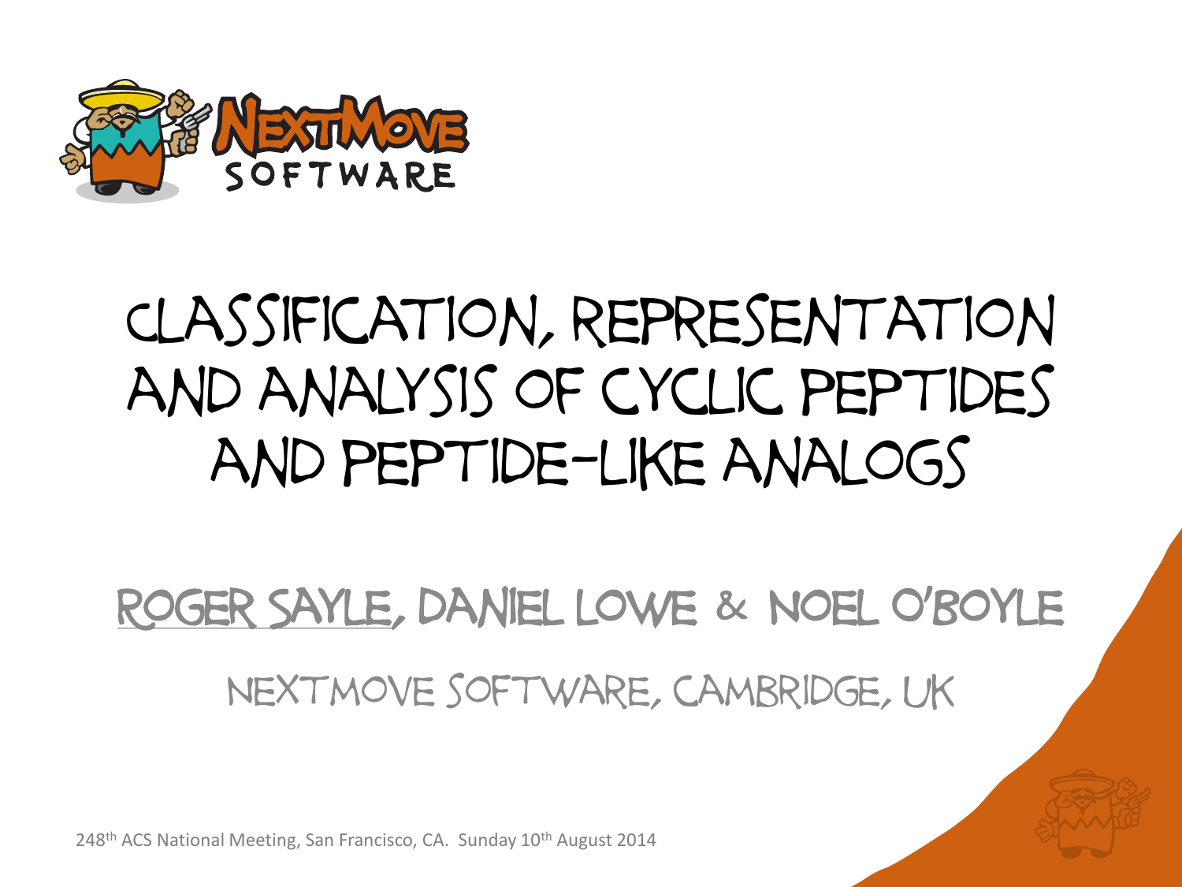NEXTMOVE SOFTWARE

# CLASSIFICATION, REPRESENTATION AND ANALYSIS OF CYCLIC PEPTIDES AND PEPTIDE-LIKE ANALOGS

ROGER SAYLE, DANIEL LOWE & NOEL O'BOYLE

NEXTMOVE SOFTWARE, CAMBRIDGE, UK

248th ACS National Meeting, San Francisco, CA. Sunday 10th August 2014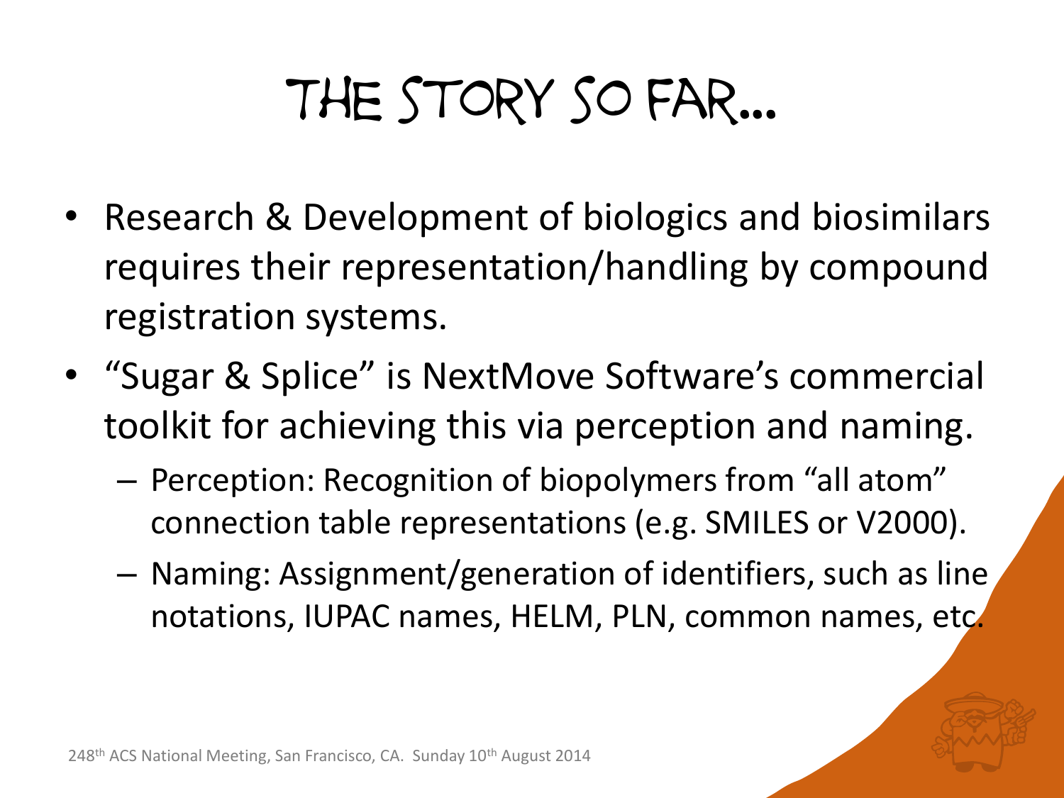# The Story So Far…

- Research & Development of biologics and biosimilars requires their representation/handling by compound registration systems.
- "Sugar & Splice" is NextMove Software's commercial toolkit for achieving this via perception and naming.
  - Perception: Recognition of biopolymers from "all atom" connection table representations (e.g. SMILES or V2000).
  - Naming: Assignment/generation of identifiers, such as line notations, IUPAC names, HELM, PLN, common names, etc.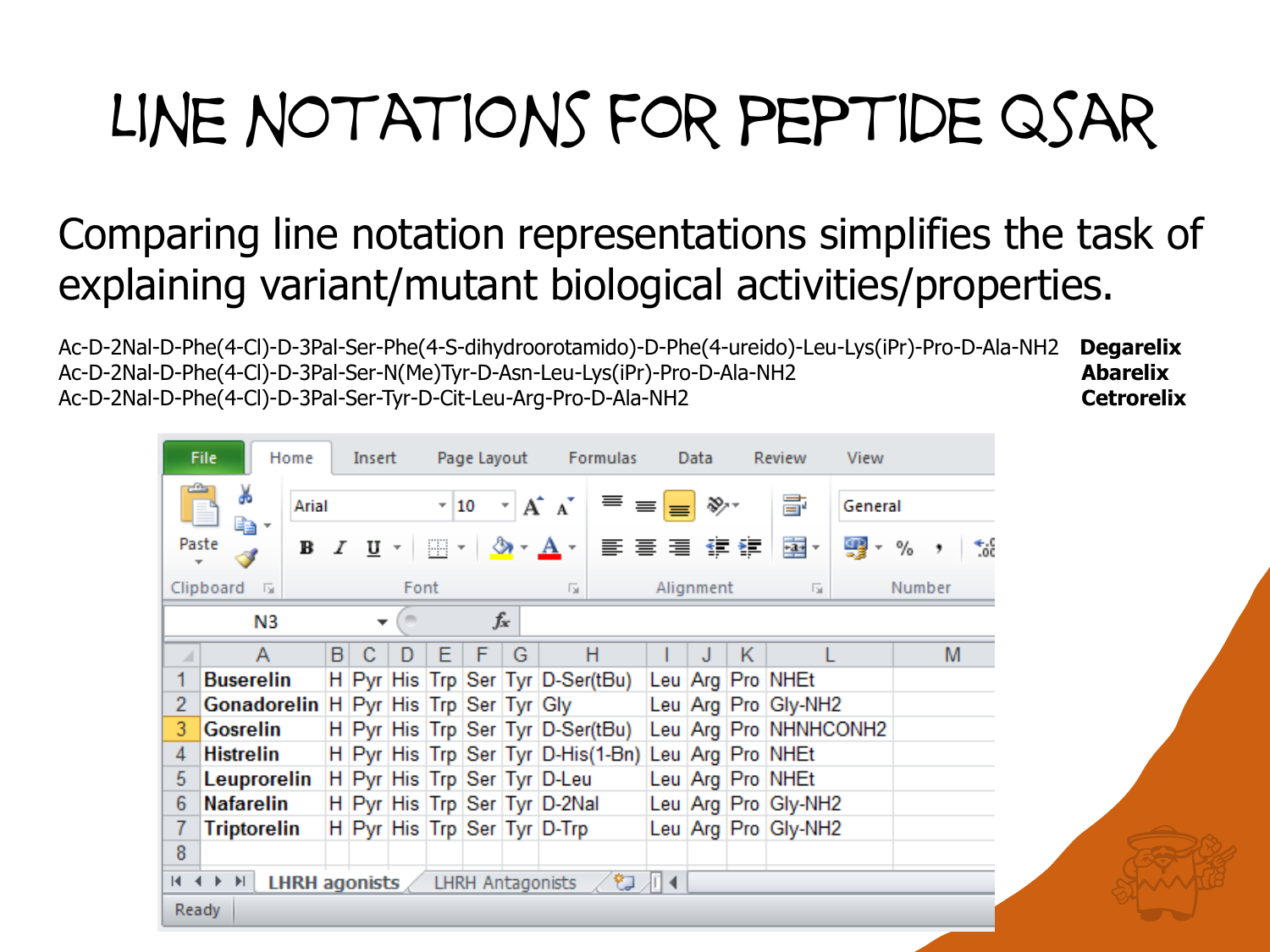# Line Notations for Peptide QSAR

Comparing line notation representations simplifies the task of explaining variant/mutant biological activities/properties.

| | |
|---|---|
| Ac-D-2Nal-D-Phe(4-Cl)-D-3Pal-Ser-Phe(4-S-dihydroorotamido)-D-Phe(4-ureido)-Leu-Lys(iPr)-Pro-D-Ala-NH2 | **Degarelix** |
| Ac-D-2Nal-D-Phe(4-Cl)-D-3Pal-Ser-N(Me)Tyr-D-Asn-Leu-Lys(iPr)-Pro-D-Ala-NH2 | **Abarelix** |
| Ac-D-2Nal-D-Phe(4-Cl)-D-3Pal-Ser-Tyr-D-Cit-Leu-Arg-Pro-D-Ala-NH2 | **Cetrorelix** |

| | A | B | C | D | E | F | G | H | I | J | K | L | M |
|---|---|---|---|---|---|---|---|---|---|---|---|---|---|
| 1 | **Buserelin** | H | Pyr | His | Trp | Ser | Tyr | D-Ser(tBu) | Leu | Arg | Pro | NHEt | |
| 2 | **Gonadorelin** | H | Pyr | His | Trp | Ser | Tyr | Gly | Leu | Arg | Pro | Gly-NH2 | |
| 3 | **Gosrelin** | H | Pyr | His | Trp | Ser | Tyr | D-Ser(tBu) | Leu | Arg | Pro | NHNHCONH2 | |
| 4 | **Histrelin** | H | Pyr | His | Trp | Ser | Tyr | D-His(1-Bn) | Leu | Arg | Pro | NHEt | |
| 5 | **Leuprorelin** | H | Pyr | His | Trp | Ser | Tyr | D-Leu | Leu | Arg | Pro | NHEt | |
| 6 | **Nafarelin** | H | Pyr | His | Trp | Ser | Tyr | D-2Nal | Leu | Arg | Pro | Gly-NH2 | |
| 7 | **Triptorelin** | H | Pyr | His | Trp | Ser | Tyr | D-Trp | Leu | Arg | Pro | Gly-NH2 | |
| 8 | | | | | | | | | | | | | |

LHRH agonists | LHRH Antagonists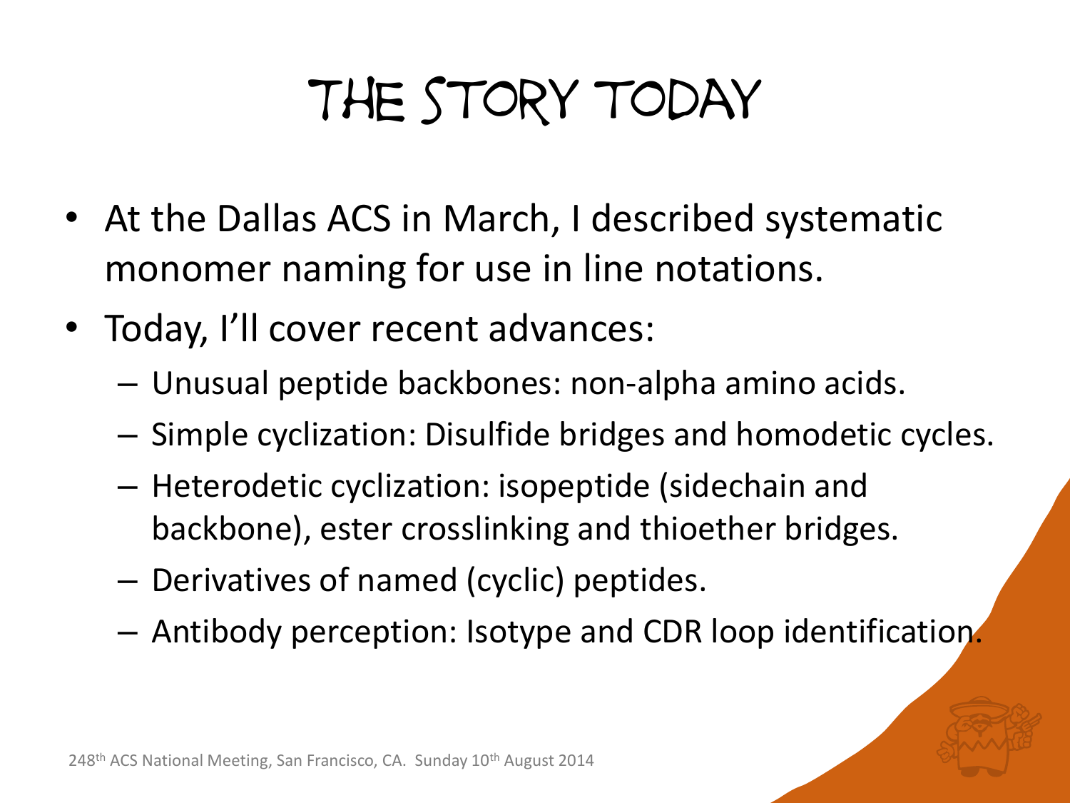# The Story Today

- At the Dallas ACS in March, I described systematic monomer naming for use in line notations.
- Today, I'll cover recent advances:
  - Unusual peptide backbones: non-alpha amino acids.
  - Simple cyclization: Disulfide bridges and homodetic cycles.
  - Heterodetic cyclization: isopeptide (sidechain and backbone), ester crosslinking and thioether bridges.
  - Derivatives of named (cyclic) peptides.
  - Antibody perception: Isotype and CDR loop identification.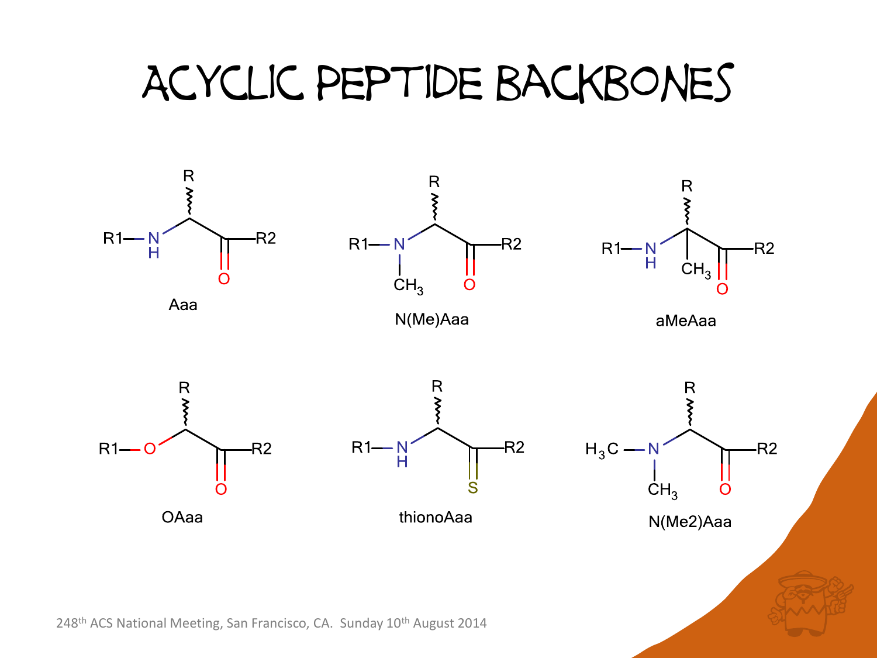# Acyclic Peptide Backbones

Aaa

N(Me)Aaa

aMeAaa

OAaa

thionoAaa

N(Me2)Aaa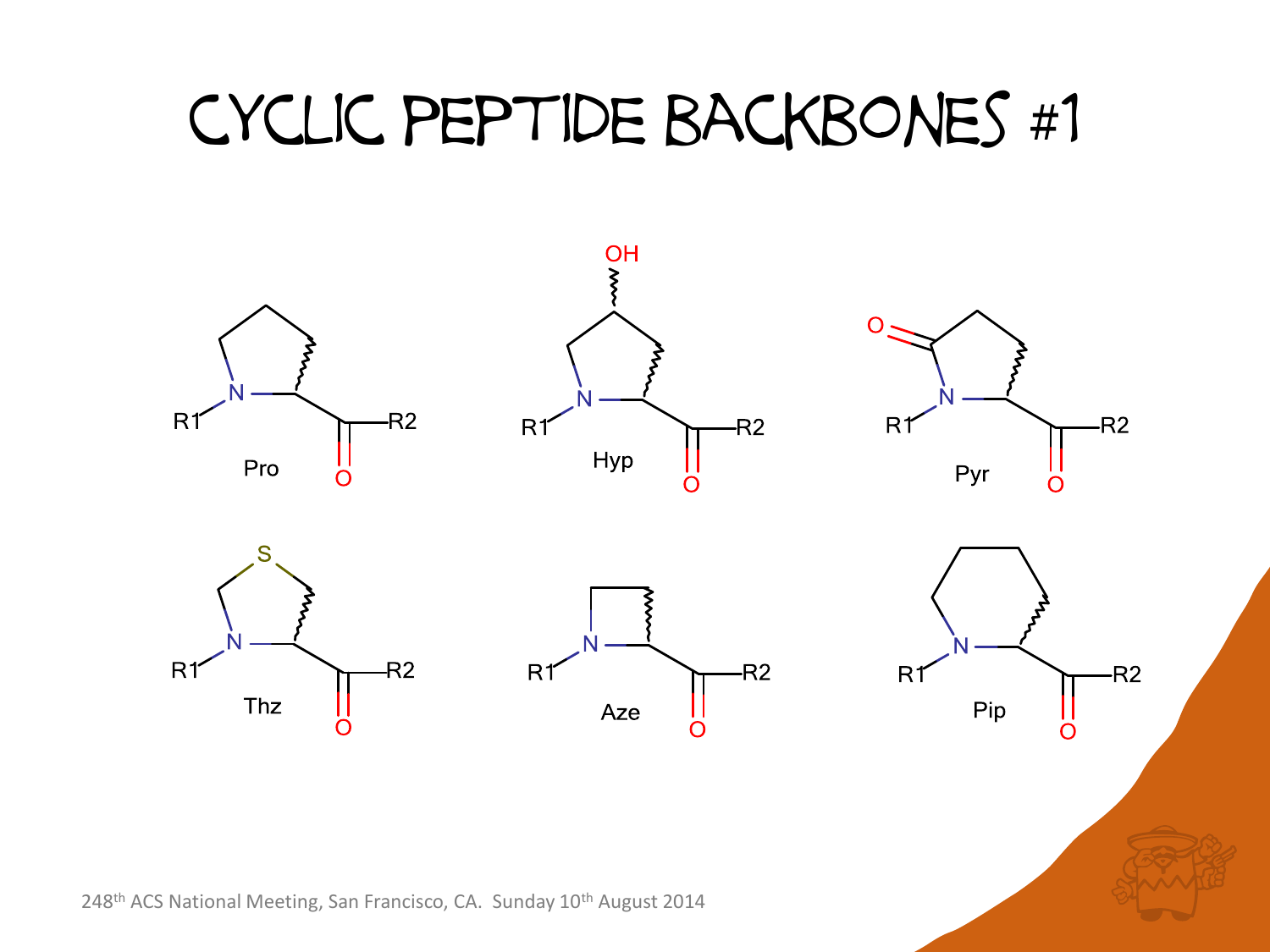# Cyclic Peptide Backbones #1

Pro

Hyp

Pyr

Thz

Aze

Pip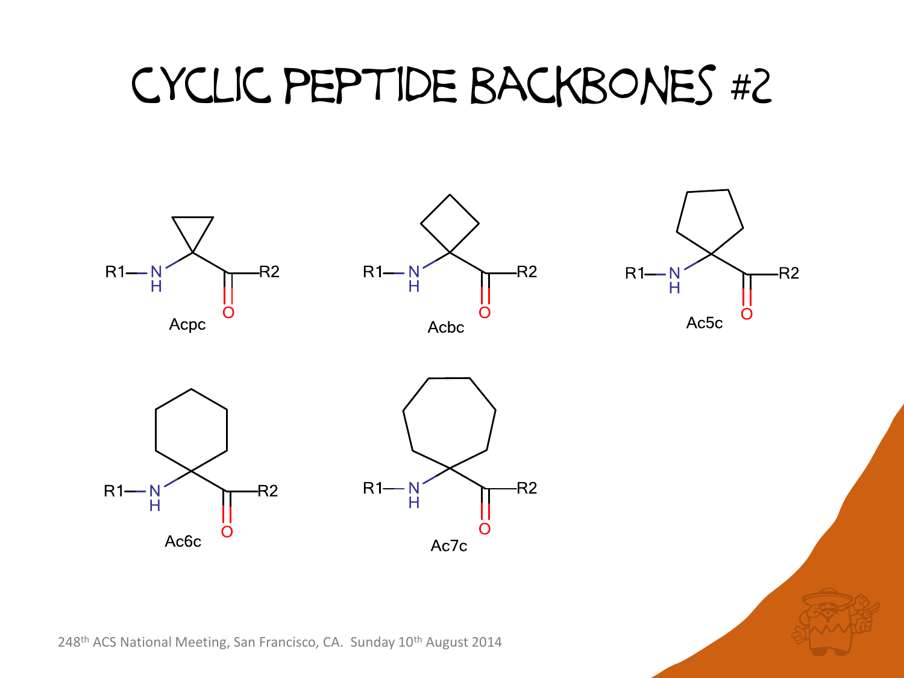# Cyclic Peptide Backbones #2

Acpc

Acbc

Ac5c

Ac6c

Ac7c

248th ACS National Meeting, San Francisco, CA. Sunday 10th August 2014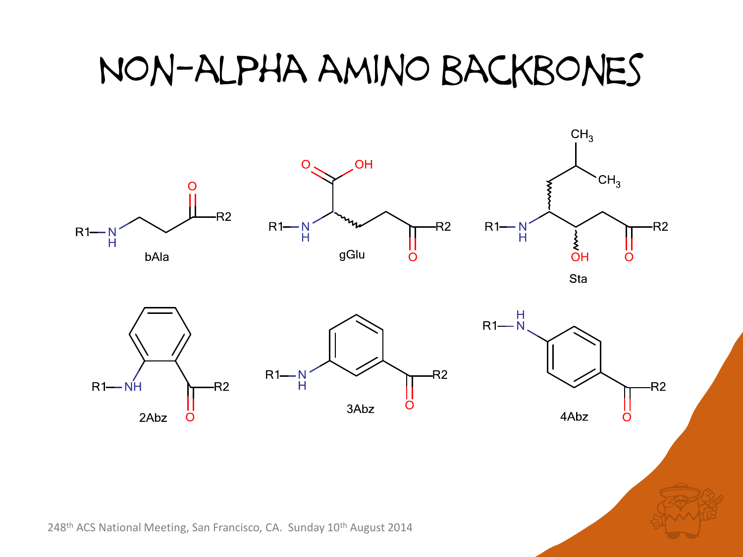# NON-ALPHA AMINO BACKBONES

bAla

gGlu

Sta

2Abz

3Abz

4Abz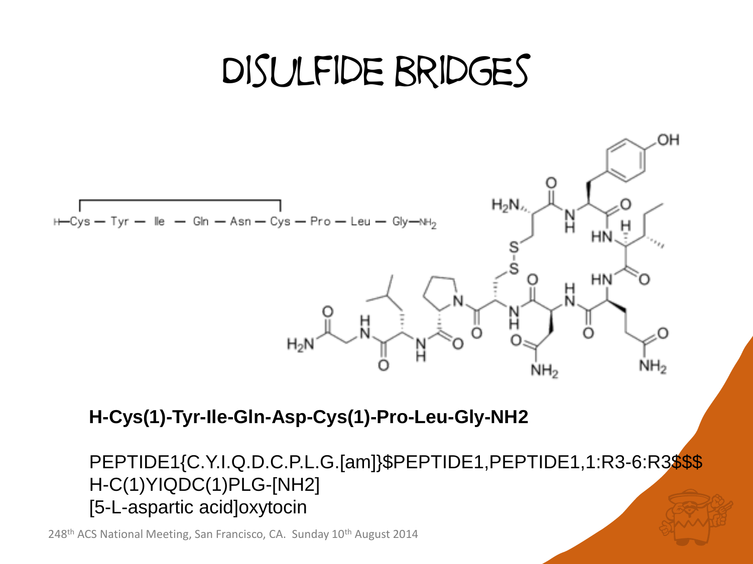# DISULFIDE BRIDGES

H—Cys — Tyr — Ile — Gln — Asn — Cys — Pro — Leu — Gly—$NH_2$

**H-Cys(1)-Tyr-Ile-Gln-Asp-Cys(1)-Pro-Leu-Gly-NH2**

PEPTIDE1{C.Y.I.Q.D.C.P.L.G.[am]}$PEPTIDE1,PEPTIDE1,1:R3-6:R3$$$

H-C(1)YIQDC(1)PLG-[NH2]

[5-L-aspartic acid]oxytocin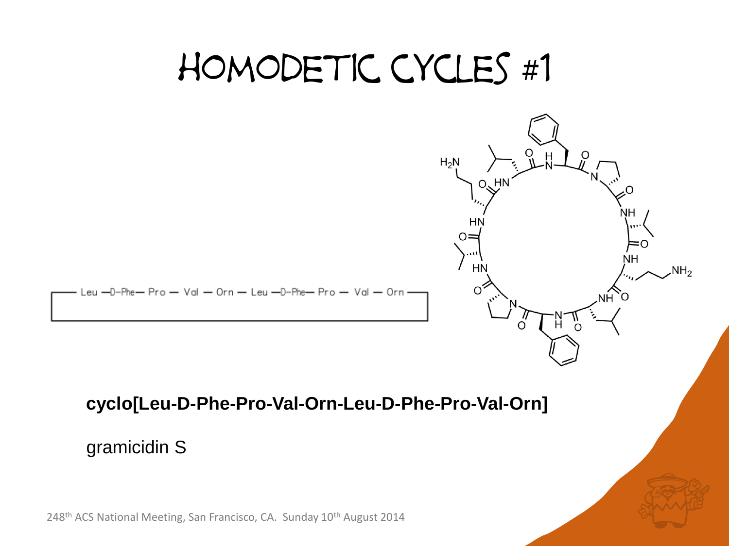# HOMODETIC CYCLES #1

**cyclo[Leu-D-Phe-Pro-Val-Orn-Leu-D-Phe-Pro-Val-Orn]**

gramicidin S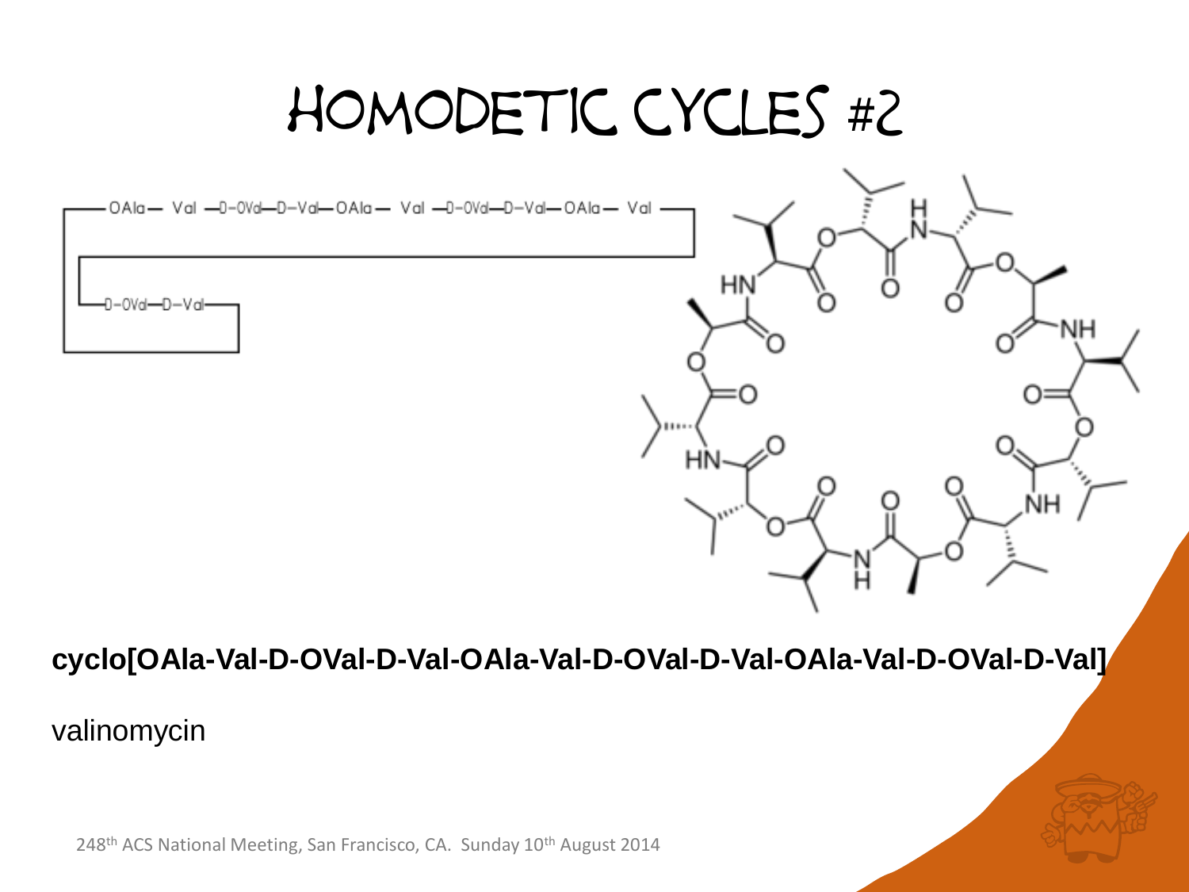# HOMODETIC CYCLES #2

**cyclo[OAla-Val-D-OVal-D-Val-OAla-Val-D-OVal-D-Val-OAla-Val-D-OVal-D-Val]**

valinomycin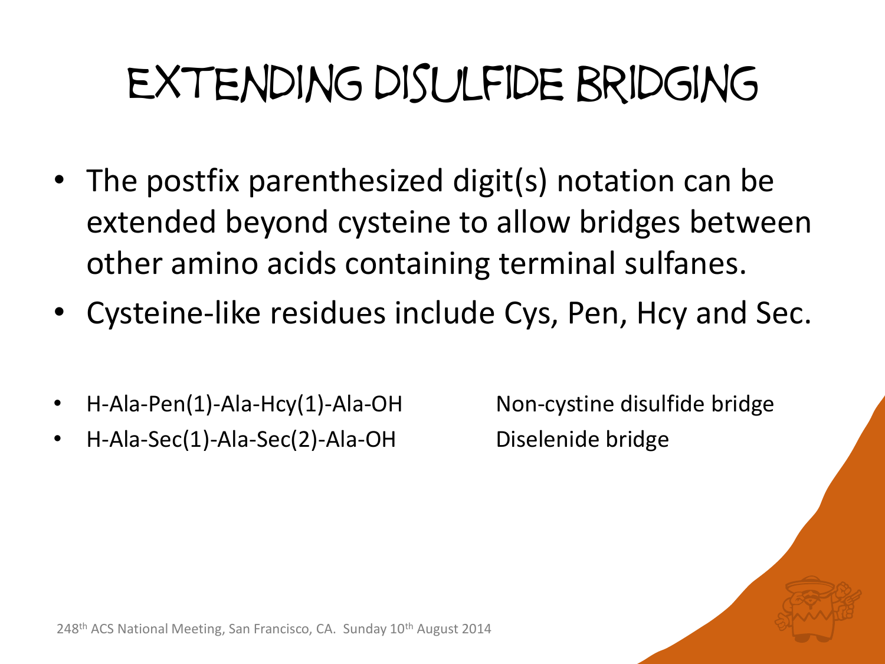# EXTENDING DISULFIDE BRIDGING

- The postfix parenthesized digit(s) notation can be extended beyond cysteine to allow bridges between other amino acids containing terminal sulfanes.
- Cysteine-like residues include Cys, Pen, Hcy and Sec.

- H-Ala-Pen(1)-Ala-Hcy(1)-Ala-OH — Non-cystine disulfide bridge
- H-Ala-Sec(1)-Ala-Sec(2)-Ala-OH — Diselenide bridge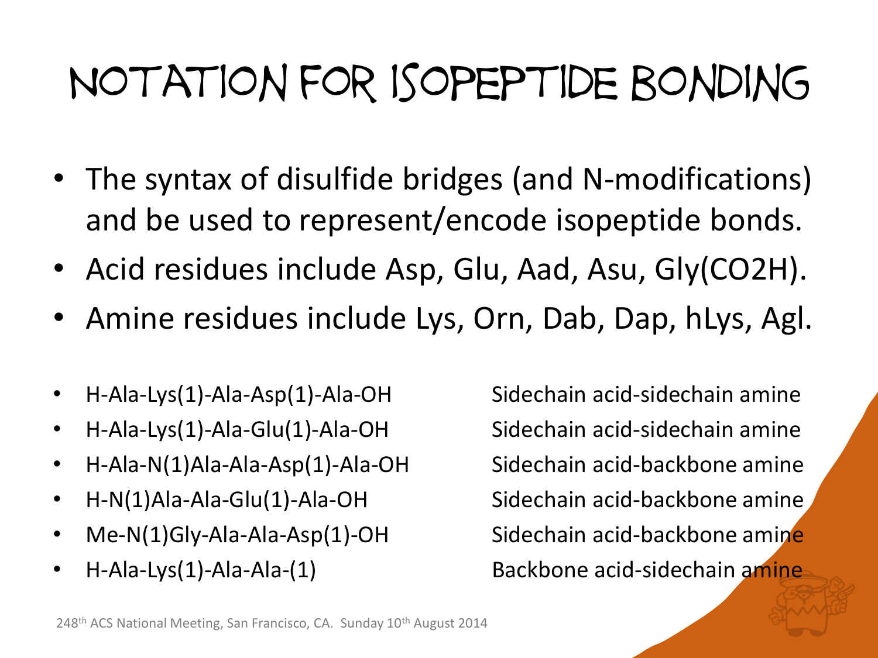# Notation for Isopeptide Bonding

- The syntax of disulfide bridges (and N-modifications) and be used to represent/encode isopeptide bonds.
- Acid residues include Asp, Glu, Aad, Asu, Gly(CO2H).
- Amine residues include Lys, Orn, Dab, Dap, hLys, Agl.

| | |
|---|---|
| H-Ala-Lys(1)-Ala-Asp(1)-Ala-OH | Sidechain acid-sidechain amine |
| H-Ala-Lys(1)-Ala-Glu(1)-Ala-OH | Sidechain acid-sidechain amine |
| H-Ala-N(1)Ala-Ala-Asp(1)-Ala-OH | Sidechain acid-backbone amine |
| H-N(1)Ala-Ala-Glu(1)-Ala-OH | Sidechain acid-backbone amine |
| Me-N(1)Gly-Ala-Ala-Asp(1)-OH | Sidechain acid-backbone amine |
| H-Ala-Lys(1)-Ala-Ala-(1) | Backbone acid-sidechain amine |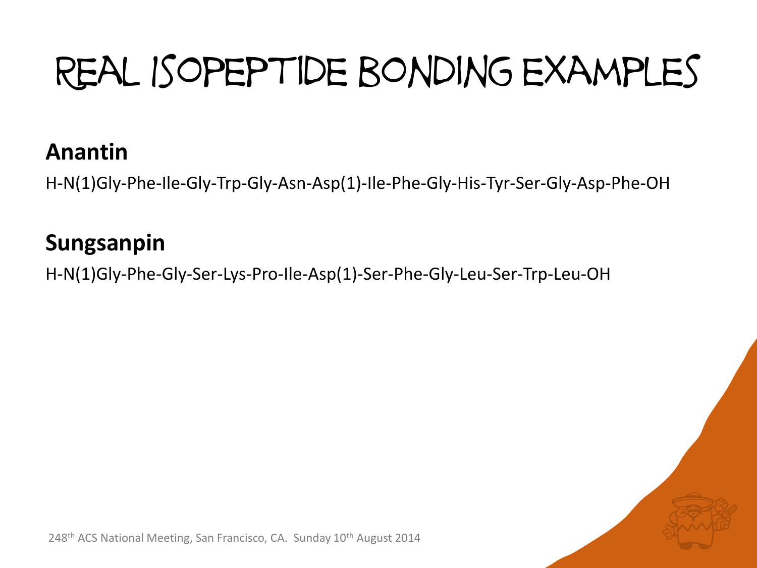# Real Isopeptide Bonding Examples

**Anantin**

H-N(1)Gly-Phe-Ile-Gly-Trp-Gly-Asn-Asp(1)-Ile-Phe-Gly-His-Tyr-Ser-Gly-Asp-Phe-OH

**Sungsanpin**

H-N(1)Gly-Phe-Gly-Ser-Lys-Pro-Ile-Asp(1)-Ser-Phe-Gly-Leu-Ser-Trp-Leu-OH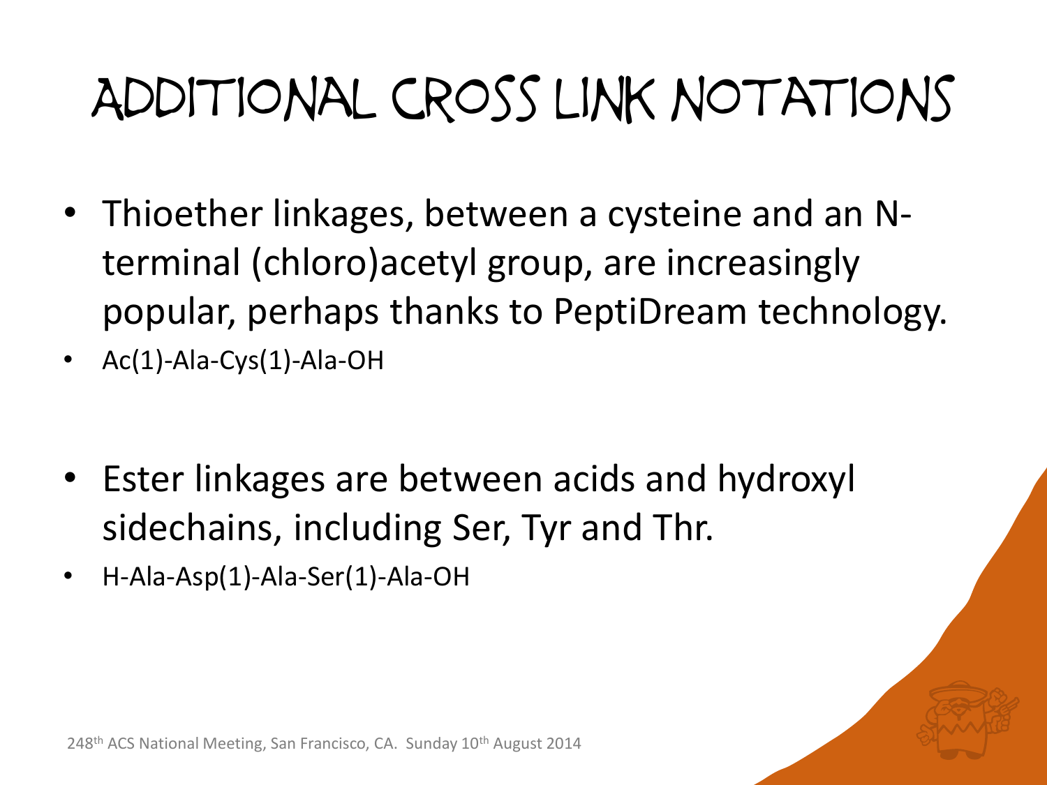# Additional Cross Link Notations

- Thioether linkages, between a cysteine and an N-terminal (chloro)acetyl group, are increasingly popular, perhaps thanks to PeptiDream technology.
- Ac(1)-Ala-Cys(1)-Ala-OH

- Ester linkages are between acids and hydroxyl sidechains, including Ser, Tyr and Thr.
- H-Ala-Asp(1)-Ala-Ser(1)-Ala-OH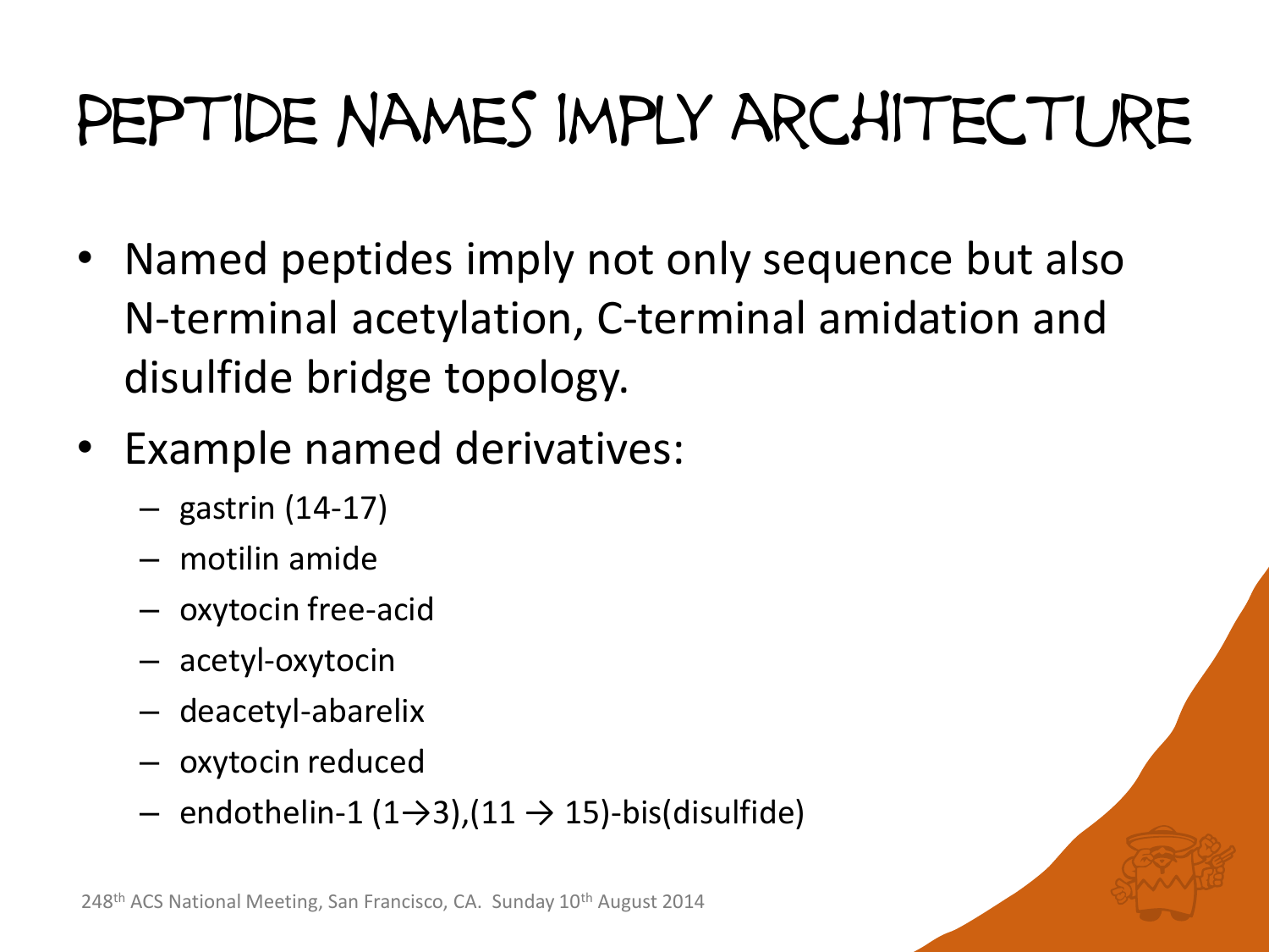# Peptide Names Imply Architecture

- Named peptides imply not only sequence but also N-terminal acetylation, C-terminal amidation and disulfide bridge topology.
- Example named derivatives:
  - gastrin (14-17)
  - motilin amide
  - oxytocin free-acid
  - acetyl-oxytocin
  - deacetyl-abarelix
  - oxytocin reduced
  - endothelin-1 (1→3),(11 → 15)-bis(disulfide)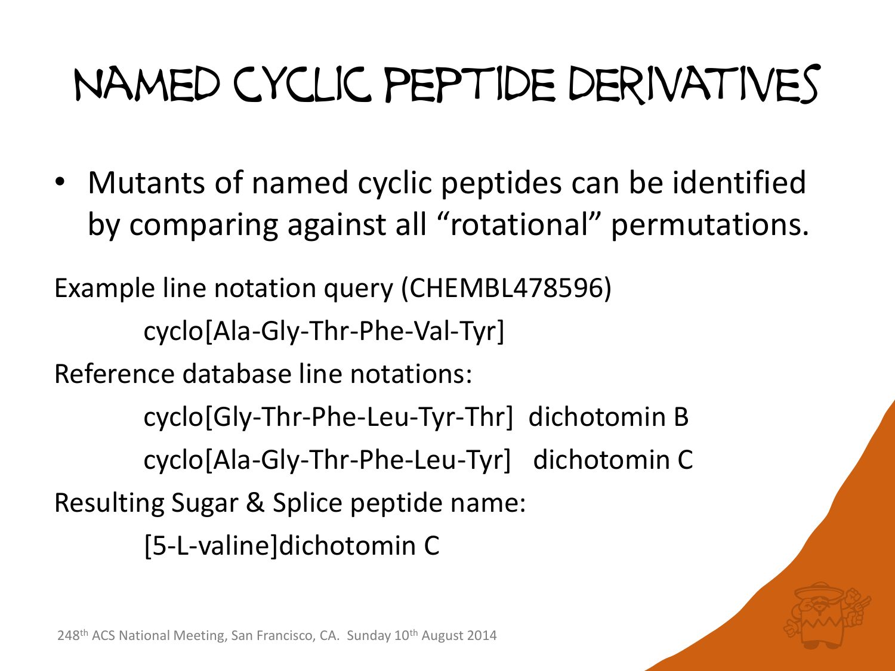# Named Cyclic Peptide Derivatives

- Mutants of named cyclic peptides can be identified by comparing against all "rotational" permutations.

Example line notation query (CHEMBL478596)

cyclo[Ala-Gly-Thr-Phe-Val-Tyr]

Reference database line notations:

cyclo[Gly-Thr-Phe-Leu-Tyr-Thr] dichotomin B

cyclo[Ala-Gly-Thr-Phe-Leu-Tyr] dichotomin C

Resulting Sugar & Splice peptide name:

[5-L-valine]dichotomin C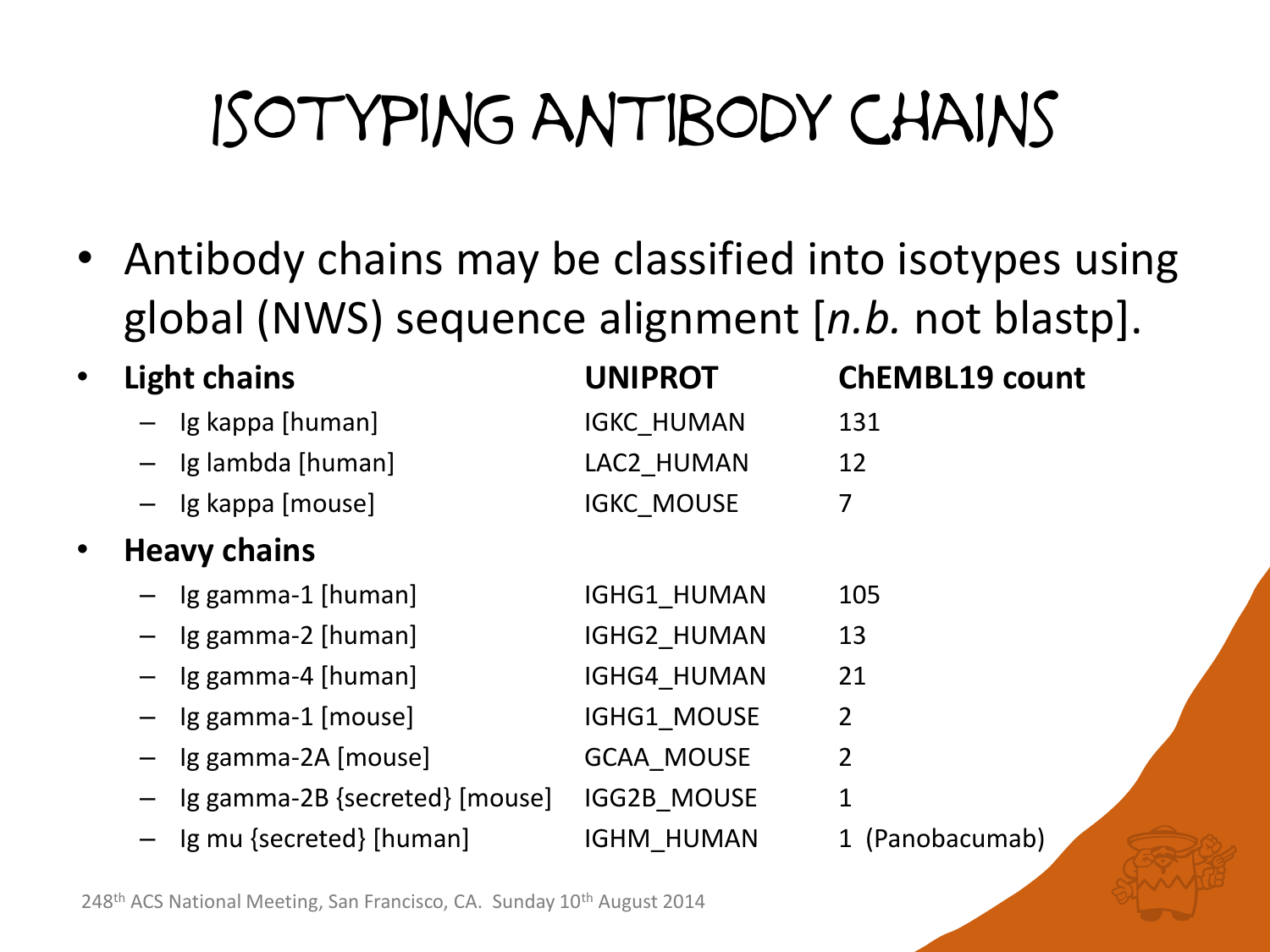# Isotyping Antibody Chains

- Antibody chains may be classified into isotypes using global (NWS) sequence alignment [*n.b.* not blastp].

| | UNIPROT | ChEMBL19 count |
|---|---|---|
| **Light chains** | | |
| – Ig kappa [human] | IGKC_HUMAN | 131 |
| – Ig lambda [human] | LAC2_HUMAN | 12 |
| – Ig kappa [mouse] | IGKC_MOUSE | 7 |
| **Heavy chains** | | |
| – Ig gamma-1 [human] | IGHG1_HUMAN | 105 |
| – Ig gamma-2 [human] | IGHG2_HUMAN | 13 |
| – Ig gamma-4 [human] | IGHG4_HUMAN | 21 |
| – Ig gamma-1 [mouse] | IGHG1_MOUSE | 2 |
| – Ig gamma-2A [mouse] | GCAA_MOUSE | 2 |
| – Ig gamma-2B {secreted} [mouse] | IGG2B_MOUSE | 1 |
| – Ig mu {secreted} [human] | IGHM_HUMAN | 1 (Panobacumab) |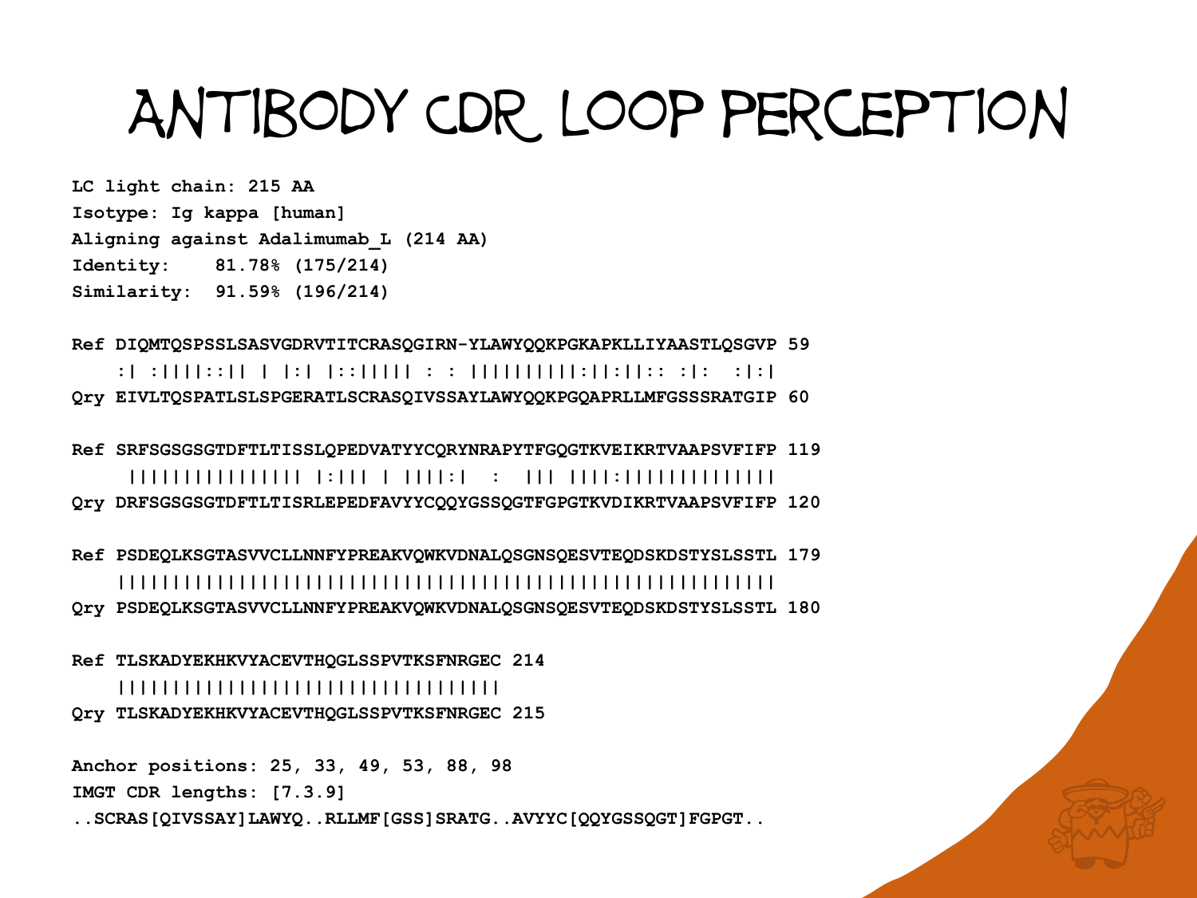# Antibody CDR Loop Perception

```
LC light chain: 215 AA
Isotype: Ig kappa [human]
Aligning against Adalimumab_L (214 AA)
Identity:    81.78% (175/214)
Similarity:  91.59% (196/214)

Ref DIQMTQSPSSLSASVGDRVTITCRASQGIRN-YLAWYQQKPGKAPKLLIYAASTLQSGVP 59
    :| :||||::|| | |:| |::||||| : : ||||||||||:||:||:: :|:  :|:|
Qry EIVLTQSPATLSLSPGERATLSCRASQIVSSAYLAWYQQKPGQAPRLLMFGSSSRATGIP 60

Ref SRFSGSGSGTDFTLTISSLQPEDVATYYCQRYNRAPYTFGQGTKVEIKRTVAAPSVFIFP 119
     ||||||||||||||| |:||| | ||||:|  :  ||| ||||:||||||||||||||
Qry DRFSGSGSGTDFTLTISRLEPEDFAVYYCQQYGSSQGTFGPGTKVDIKRTVAAPSVFIFP 120

Ref PSDEQLKSGTASVVCLLNNFYPREAKVQWKVDNALQSGNSQESVTEQDSKDSTYSLSSTL 179
    ||||||||||||||||||||||||||||||||||||||||||||||||||||||||||||
Qry PSDEQLKSGTASVVCLLNNFYPREAKVQWKVDNALQSGNSQESVTEQDSKDSTYSLSSTL 180

Ref TLSKADYEKHKVYACEVTHQGLSSPVTKSFNRGEC 214
    |||||||||||||||||||||||||||||||||||
Qry TLSKADYEKHKVYACEVTHQGLSSPVTKSFNRGEC 215

Anchor positions: 25, 33, 49, 53, 88, 98
IMGT CDR lengths: [7.3.9]
..SCRAS[QIVSSAY]LAWYQ..RLLMF[GSS]SRATG..AVYYC[QQYGSSQGT]FGPGT..
```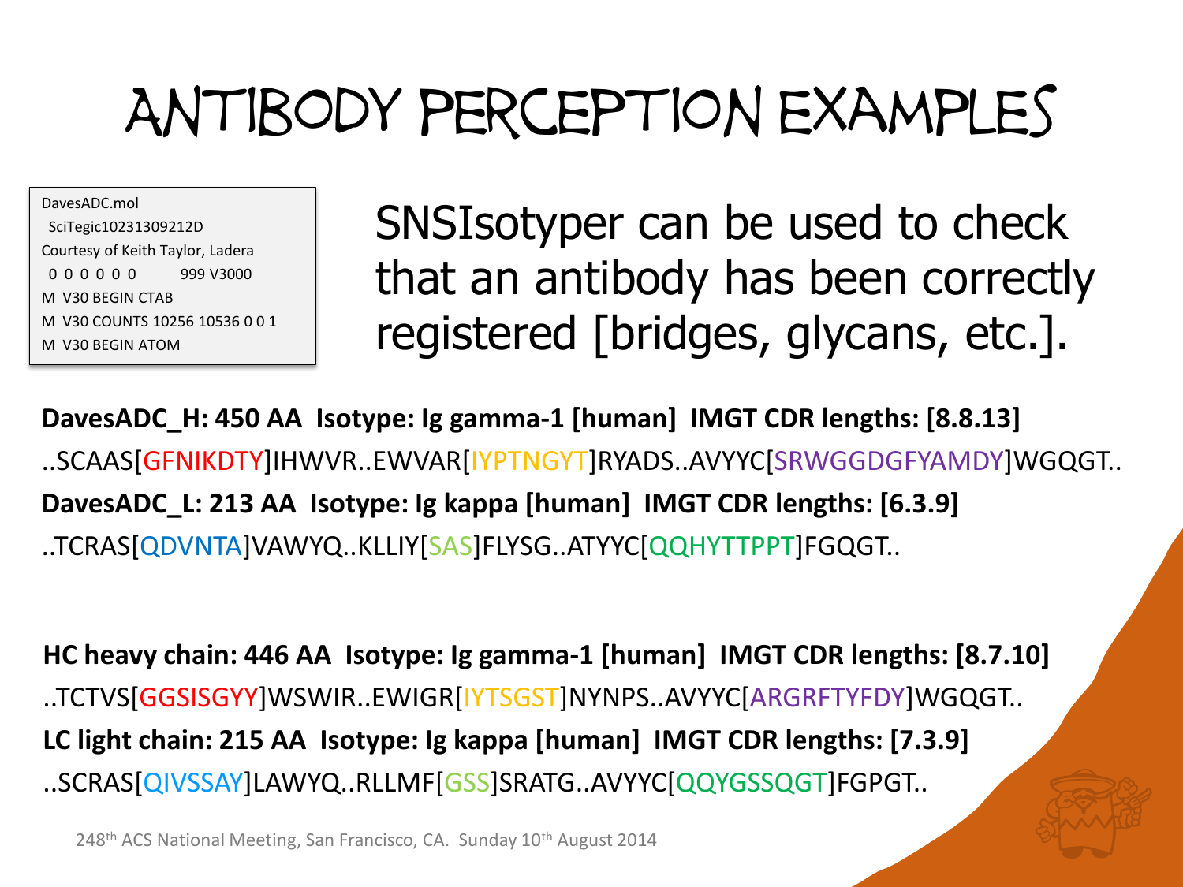# ANTIBODY PERCEPTION EXAMPLES

```
DavesADC.mol
 SciTegic10231309212D
Courtesy of Keith Taylor, Ladera
 0  0  0  0  0  0          999 V3000
M  V30 BEGIN CTAB
M  V30 COUNTS 10256 10536 0 0 1
M  V30 BEGIN ATOM
```

SNSIsotyper can be used to check that an antibody has been correctly registered [bridges, glycans, etc.].

**DavesADC_H: 450 AA  Isotype: Ig gamma-1 [human]  IMGT CDR lengths: [8.8.13]**

..SCAAS[GFNIKDTY]IHWVR..EWVAR[IYPTNGYT]RYADS..AVYYC[SRWGGDGFYAMDY]WGQGT..

**DavesADC_L: 213 AA  Isotype: Ig kappa [human]  IMGT CDR lengths: [6.3.9]**

..TCRAS[QDVNTA]VAWYQ..KLLIY[SAS]FLYSG..ATYYC[QQHYTTPPT]FGQGT..

**HC heavy chain: 446 AA  Isotype: Ig gamma-1 [human]  IMGT CDR lengths: [8.7.10]**

..TCTVS[GGSISGYY]WSWIR..EWIGR[IYTSGST]NYNPS..AVYYC[ARGRFTYFDY]WGQGT..

**LC light chain: 215 AA  Isotype: Ig kappa [human]  IMGT CDR lengths: [7.3.9]**

..SCRAS[QIVSSAY]LAWYQ..RLLMF[GSS]SRATG..AVYYC[QQYGSSQGT]FGPGT..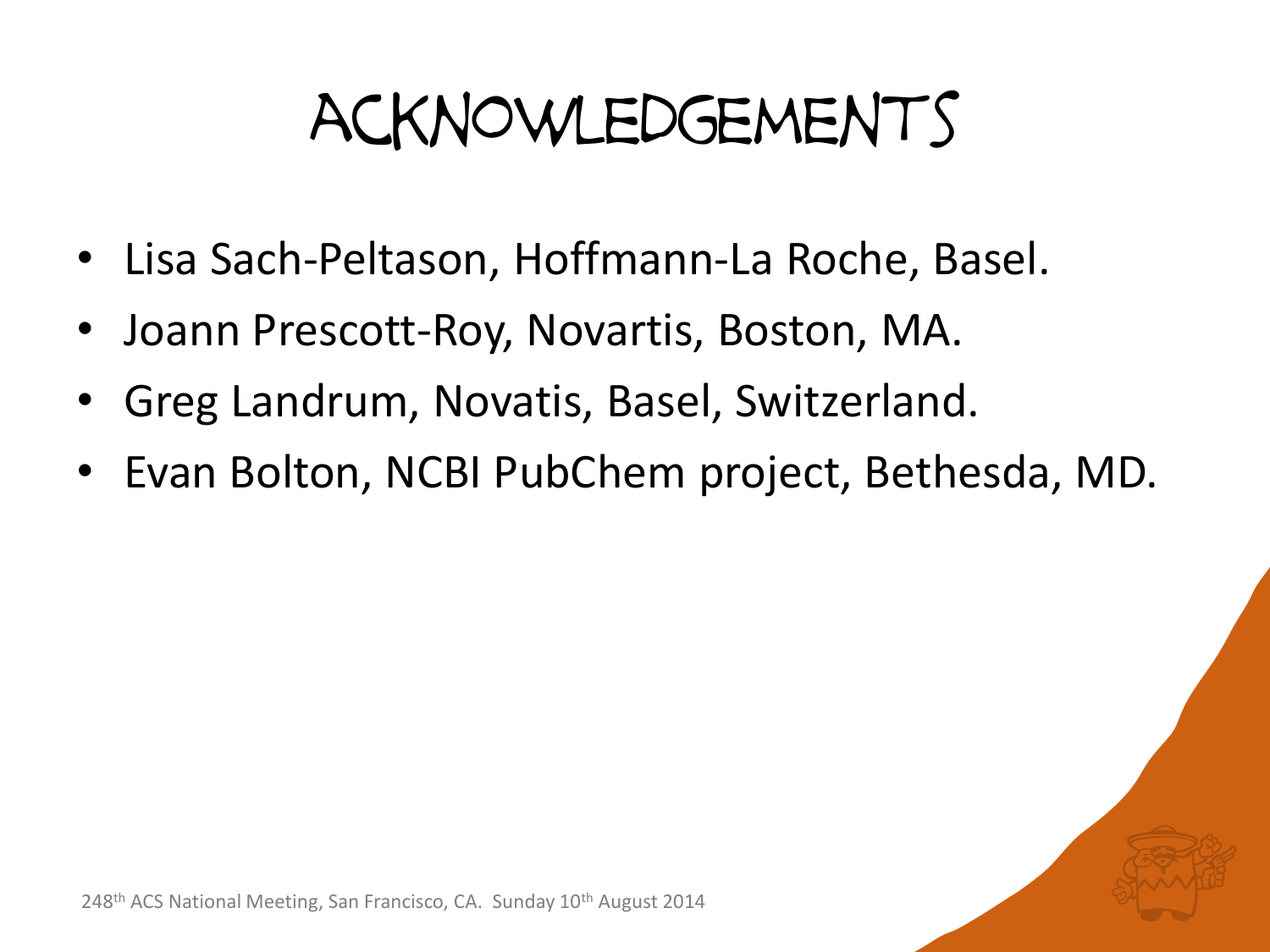# ACKNOWLEDGEMENTS

- Lisa Sach-Peltason, Hoffmann-La Roche, Basel.
- Joann Prescott-Roy, Novartis, Boston, MA.
- Greg Landrum, Novatis, Basel, Switzerland.
- Evan Bolton, NCBI PubChem project, Bethesda, MD.